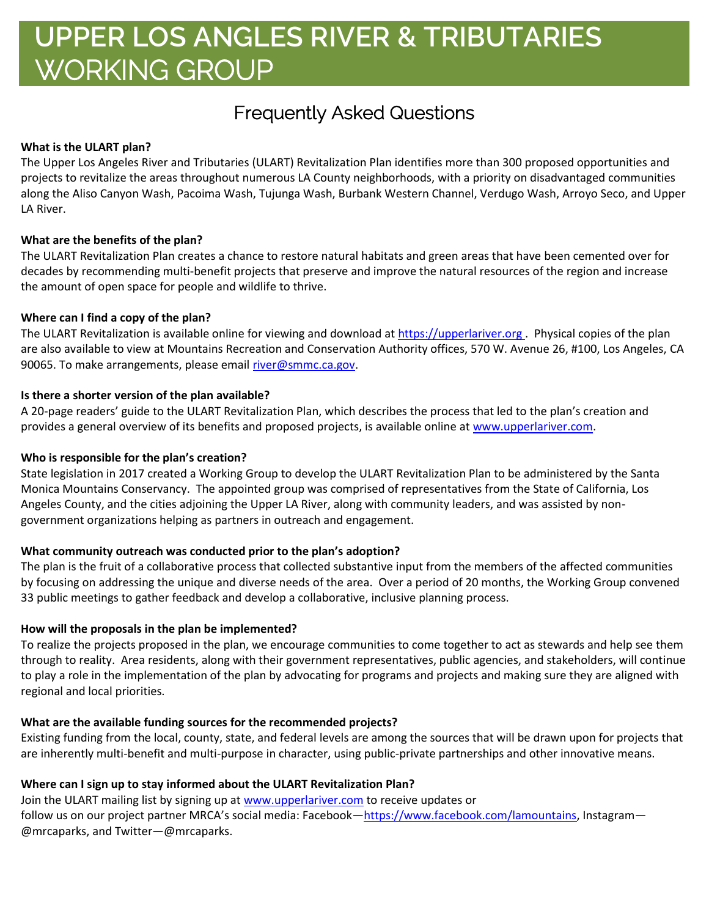# UPPER LOS ANGLES RIVER & TRIBUTARIES WORKING GROUP

## Frequently Asked Questions

**What is the ULART plan?**

The Upper Los Angeles River and Tributaries (ULART) Revitalization Plan identifies more than 300 proposed opportunities and projects to revitalize the areas throughout numerous LA County neighborhoods, with a priority on disadvantaged communities along the Aliso Canyon Wash, Pacoima Wash, Tujunga Wash, Burbank Western Channel, Verdugo Wash, Arroyo Seco, and Upper LA River.

**What are the benefits of the plan?**

The ULART Revitalization Plan creates a chance to restore natural habitats and green areas that have been cemented over for decades by recommending multi-benefit projects that preserve and improve the natural resources of the region and increase the amount of open space for people and wildlife to thrive.

**Where can I find a copy of the plan?**

The ULART Revitalization is available online for viewing and download at https://upperlariver.org . Physical copies of the plan are also available to view at Mountains Recreation and Conservation Authority offices, 570 W. Avenue 26, #100, Los Angeles, CA 90065. To make arrangements, please email river@smmc.ca.gov.

**Is there a shorter version of the plan available?**

A 20-page readers' guide to the ULART Revitalization Plan, which describes the process that led to the plan's creation and provides a general overview of its benefits and proposed projects, is available online at www.upperlariver.com.

**Who is responsible for the plan's creation?**

State legislation in 2017 created a Working Group to develop the ULART Revitalization Plan to be administered by the Santa Monica Mountains Conservancy. The appointed group was comprised of representatives from the State of California, Los Angeles County, and the cities adjoining the Upper LA River, along with community leaders, and was assisted by non-government organizations helping as partners in outreach and engagement.

**What community outreach was conducted prior to the plan's adoption?**

The plan is the fruit of a collaborative process that collected substantive input from the members of the affected communities by focusing on addressing the unique and diverse needs of the area. Over a period of 20 months, the Working Group convened 33 public meetings to gather feedback and develop a collaborative, inclusive planning process.

**How will the proposals in the plan be implemented?**

To realize the projects proposed in the plan, we encourage communities to come together to act as stewards and help see them through to reality. Area residents, along with their government representatives, public agencies, and stakeholders, will continue to play a role in the implementation of the plan by advocating for programs and projects and making sure they are aligned with regional and local priorities.

**What are the available funding sources for the recommended projects?**

Existing funding from the local, county, state, and federal levels are among the sources that will be drawn upon for projects that are inherently multi-benefit and multi-purpose in character, using public-private partnerships and other innovative means.

**Where can I sign up to stay informed about the ULART Revitalization Plan?**

Join the ULART mailing list by signing up at www.upperlariver.com to receive updates or follow us on our project partner MRCA's social media: Facebook—https://www.facebook.com/lamountains, Instagram—@mrcaparks, and Twitter—@mrcaparks.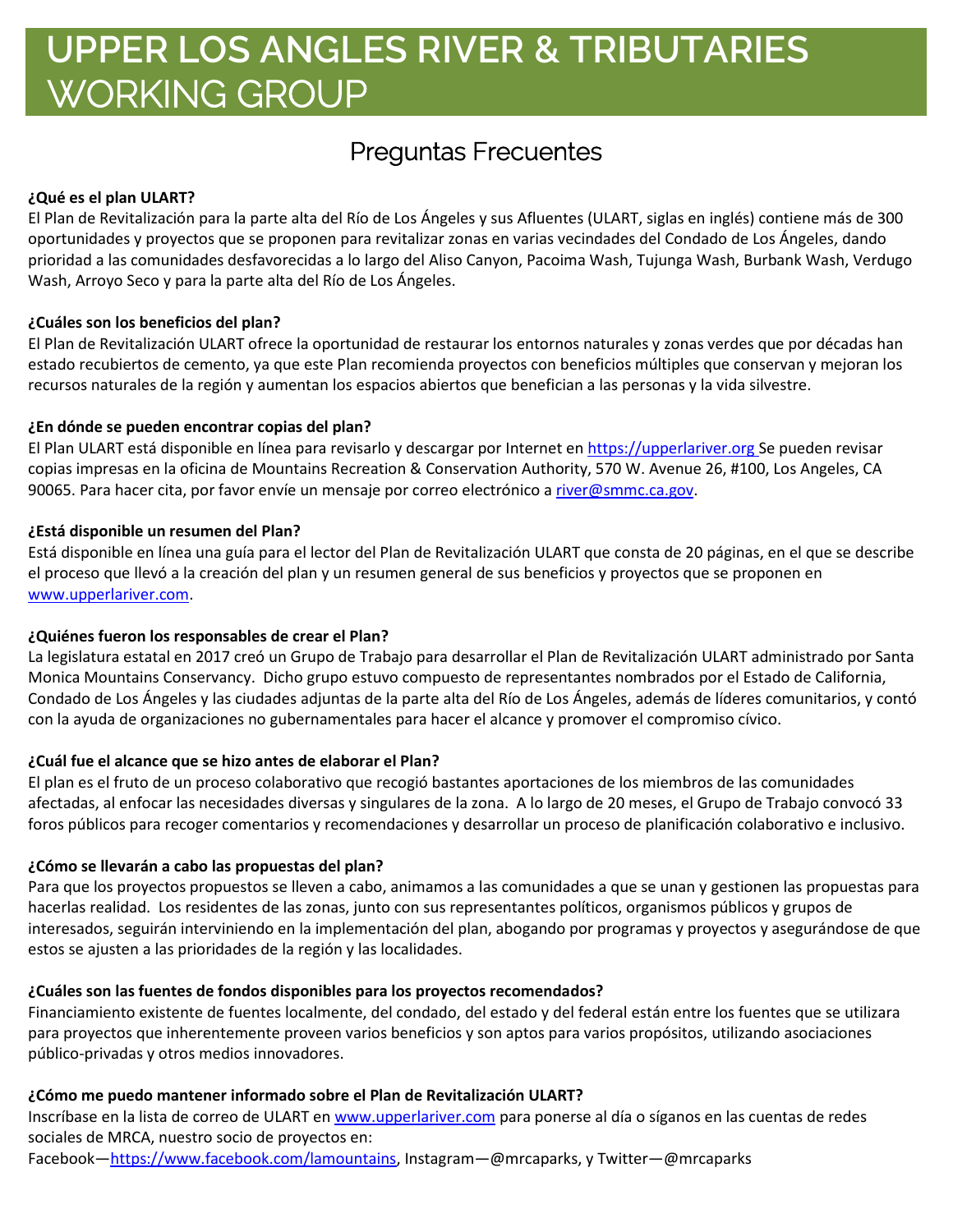# UPPER LOS ANGLES RIVER & TRIBUTARIES WORKING GROUP

## Preguntas Frecuentes

**¿Qué es el plan ULART?**
El Plan de Revitalización para la parte alta del Río de Los Ángeles y sus Afluentes (ULART, siglas en inglés) contiene más de 300 oportunidades y proyectos que se proponen para revitalizar zonas en varias vecindades del Condado de Los Ángeles, dando prioridad a las comunidades desfavorecidas a lo largo del Aliso Canyon, Pacoima Wash, Tujunga Wash, Burbank Wash, Verdugo Wash, Arroyo Seco y para la parte alta del Río de Los Ángeles.

**¿Cuáles son los beneficios del plan?**
El Plan de Revitalización ULART ofrece la oportunidad de restaurar los entornos naturales y zonas verdes que por décadas han estado recubiertos de cemento, ya que este Plan recomienda proyectos con beneficios múltiples que conservan y mejoran los recursos naturales de la región y aumentan los espacios abiertos que benefician a las personas y la vida silvestre.

**¿En dónde se pueden encontrar copias del plan?**
El Plan ULART está disponible en línea para revisarlo y descargar por Internet en https://upperlariver.org Se pueden revisar copias impresas en la oficina de Mountains Recreation & Conservation Authority, 570 W. Avenue 26, #100, Los Angeles, CA 90065. Para hacer cita, por favor envíe un mensaje por correo electrónico a river@smmc.ca.gov.

**¿Está disponible un resumen del Plan?**
Está disponible en línea una guía para el lector del Plan de Revitalización ULART que consta de 20 páginas, en el que se describe el proceso que llevó a la creación del plan y un resumen general de sus beneficios y proyectos que se proponen en www.upperlariver.com.

**¿Quiénes fueron los responsables de crear el Plan?**
La legislatura estatal en 2017 creó un Grupo de Trabajo para desarrollar el Plan de Revitalización ULART administrado por Santa Monica Mountains Conservancy. Dicho grupo estuvo compuesto de representantes nombrados por el Estado de California, Condado de Los Ángeles y las ciudades adjuntas de la parte alta del Río de Los Ángeles, además de líderes comunitarios, y contó con la ayuda de organizaciones no gubernamentales para hacer el alcance y promover el compromiso cívico.

**¿Cuál fue el alcance que se hizo antes de elaborar el Plan?**
El plan es el fruto de un proceso colaborativo que recogió bastantes aportaciones de los miembros de las comunidades afectadas, al enfocar las necesidades diversas y singulares de la zona. A lo largo de 20 meses, el Grupo de Trabajo convocó 33 foros públicos para recoger comentarios y recomendaciones y desarrollar un proceso de planificación colaborativo e inclusivo.

**¿Cómo se llevarán a cabo las propuestas del plan?**
Para que los proyectos propuestos se lleven a cabo, animamos a las comunidades a que se unan y gestionen las propuestas para hacerlas realidad. Los residentes de las zonas, junto con sus representantes políticos, organismos públicos y grupos de interesados, seguirán interviniendo en la implementación del plan, abogando por programas y proyectos y asegurándose de que estos se ajusten a las prioridades de la región y las localidades.

**¿Cuáles son las fuentes de fondos disponibles para los proyectos recomendados?**
Financiamiento existente de fuentes localmente, del condado, del estado y del federal están entre los fuentes que se utilizara para proyectos que inherentemente proveen varios beneficios y son aptos para varios propósitos, utilizando asociaciones público-privadas y otros medios innovadores.

**¿Cómo me puedo mantener informado sobre el Plan de Revitalización ULART?**
Inscríbase en la lista de correo de ULART en www.upperlariver.com para ponerse al día o síganos en las cuentas de redes sociales de MRCA, nuestro socio de proyectos en:
Facebook—https://www.facebook.com/lamountains, Instagram—@mrcaparks, y Twitter—@mrcaparks